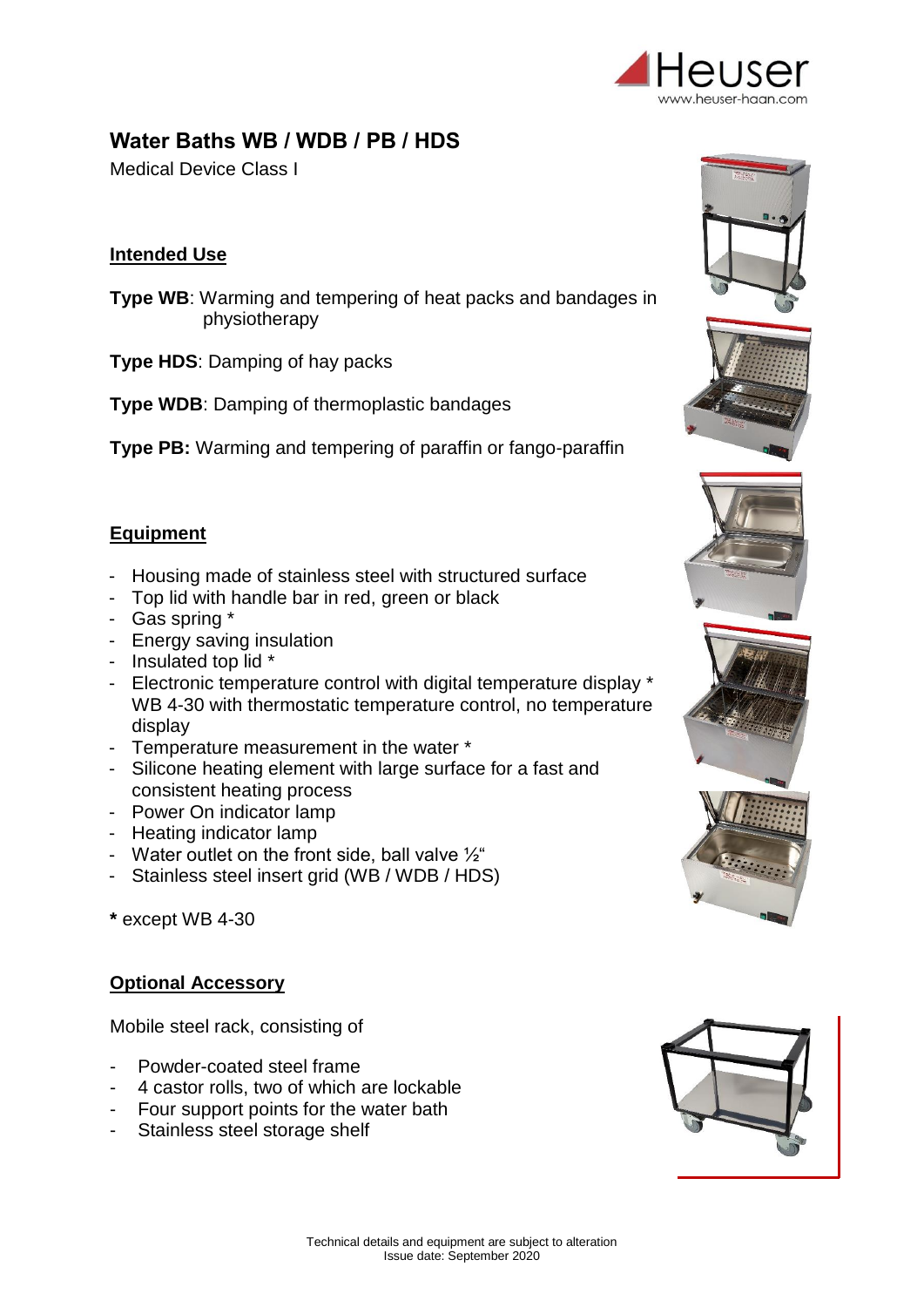# Water Baths WB / WDB / PB / HDS

Medical Device Class I

## Intended Use

**Type WB**: Warming and tempering of heat packs and bandages in physiotherapy

**Type HDS**: Damping of hay packs

**Type WDB**: Damping of thermoplastic bandages

**Type PB:** Warming and tempering of paraffin or fango-paraffin

## Equipment

- Housing made of stainless steel with structured surface
- Top lid with handle bar in red, green or black
- Gas spring *
- Energy saving insulation
- Insulated top lid *
- Electronic temperature control with digital temperature display *
  WB 4-30 with thermostatic temperature control, no temperature display
- Temperature measurement in the water *
- Silicone heating element with large surface for a fast and consistent heating process
- Power On indicator lamp
- Heating indicator lamp
- Water outlet on the front side, ball valve ½“
- Stainless steel insert grid (WB / WDB / HDS)

**\*** except WB 4-30

## Optional Accessory

Mobile steel rack, consisting of

- Powder-coated steel frame
- 4 castor rolls, two of which are lockable
- Four support points for the water bath
- Stainless steel storage shelf

Technical details and equipment are subject to alteration
Issue date: September 2020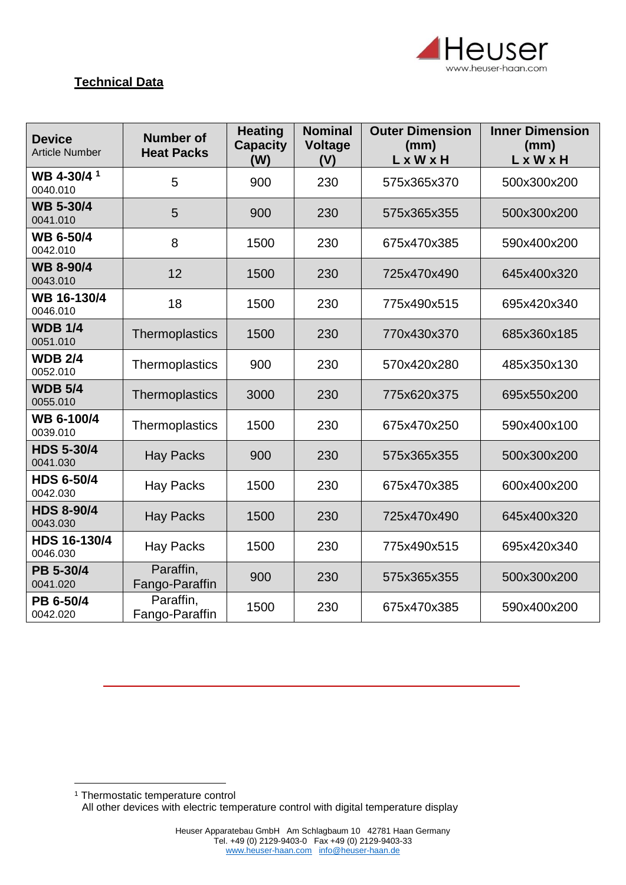## Technical Data

| **Device** Article Number | **Number of Heat Packs** | **Heating Capacity (W)** | **Nominal Voltage (V)** | **Outer Dimension (mm) L x W x H** | **Inner Dimension (mm) L x W x H** |
|---|---|---|---|---|---|
| **WB 4-30/4** [1] 0040.010 | 5 | 900 | 230 | 575x365x370 | 500x300x200 |
| **WB 5-30/4** 0041.010 | 5 | 900 | 230 | 575x365x355 | 500x300x200 |
| **WB 6-50/4** 0042.010 | 8 | 1500 | 230 | 675x470x385 | 590x400x200 |
| **WB 8-90/4** 0043.010 | 12 | 1500 | 230 | 725x470x490 | 645x400x320 |
| **WB 16-130/4** 0046.010 | 18 | 1500 | 230 | 775x490x515 | 695x420x340 |
| **WDB 1/4** 0051.010 | Thermoplastics | 1500 | 230 | 770x430x370 | 685x360x185 |
| **WDB 2/4** 0052.010 | Thermoplastics | 900 | 230 | 570x420x280 | 485x350x130 |
| **WDB 5/4** 0055.010 | Thermoplastics | 3000 | 230 | 775x620x375 | 695x550x200 |
| **WB 6-100/4** 0039.010 | Thermoplastics | 1500 | 230 | 675x470x250 | 590x400x100 |
| **HDS 5-30/4** 0041.030 | Hay Packs | 900 | 230 | 575x365x355 | 500x300x200 |
| **HDS 6-50/4** 0042.030 | Hay Packs | 1500 | 230 | 675x470x385 | 600x400x200 |
| **HDS 8-90/4** 0043.030 | Hay Packs | 1500 | 230 | 725x470x490 | 645x400x320 |
| **HDS 16-130/4** 0046.030 | Hay Packs | 1500 | 230 | 775x490x515 | 695x420x340 |
| **PB 5-30/4** 0041.020 | Paraffin, Fango-Paraffin | 900 | 230 | 575x365x355 | 500x300x200 |
| **PB 6-50/4** 0042.020 | Paraffin, Fango-Paraffin | 1500 | 230 | 675x470x385 | 590x400x200 |

[1] Thermostatic temperature control
All other devices with electric temperature control with digital temperature display

Heuser Apparatebau GmbH Am Schlagbaum 10 42781 Haan Germany
Tel. +49 (0) 2129-9403-0 Fax +49 (0) 2129-9403-33
www.heuser-haan.com info@heuser-haan.de